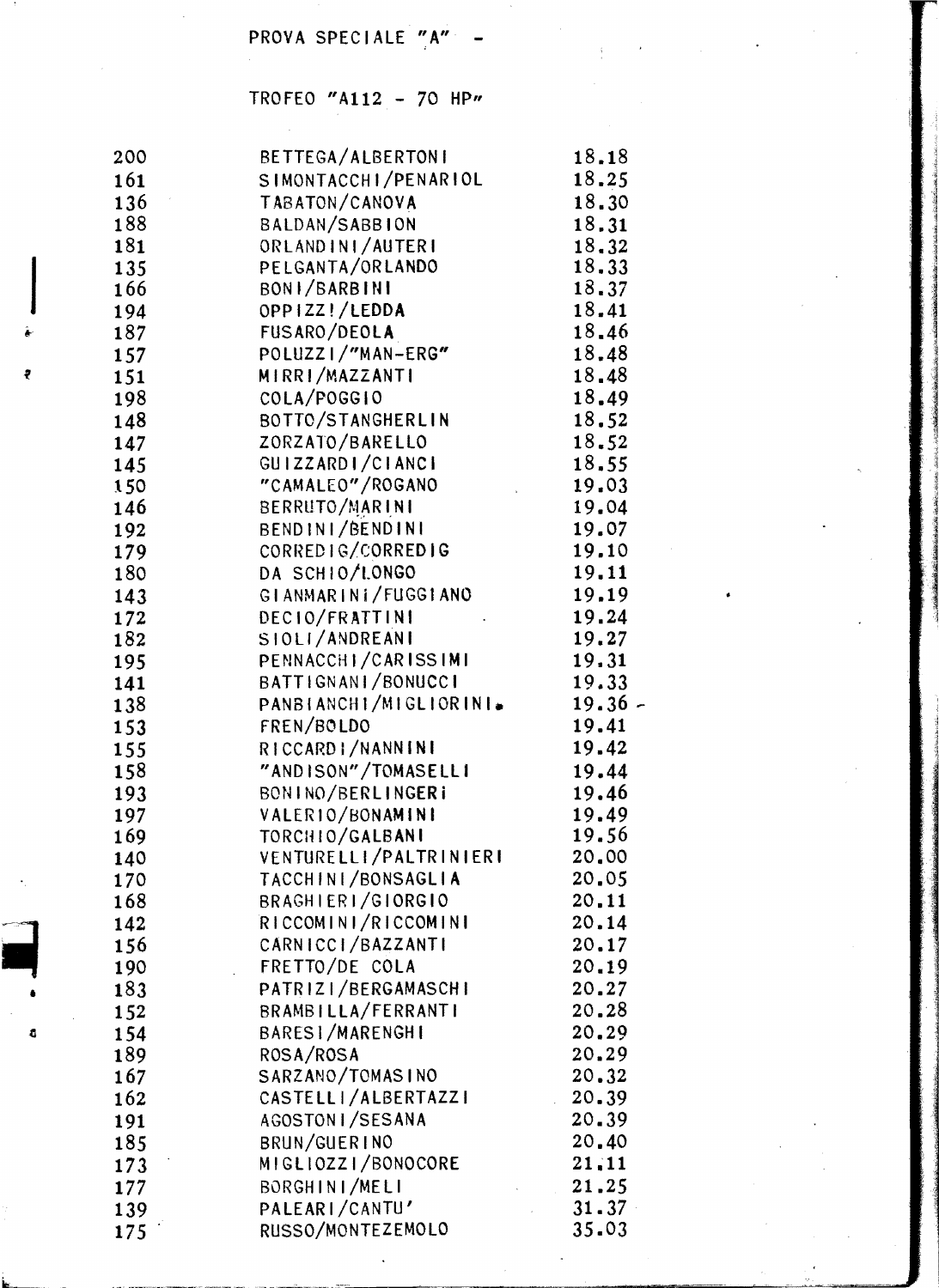PROVA SPECIALE "A" -

TROFEO "A112 - 70 HP"

| | | |
|---|---|---|
| 200 | BETTEGA/ALBERTONI | 18.18 |
| 161 | SIMONTACCHI/PENARIOL | 18.25 |
| 136 | TABATON/CANOVA | 18.30 |
| 188 | BALDAN/SABBION | 18.31 |
| 181 | ORLANDINI/AUTERI | 18.32 |
| 135 | PELGANTA/ORLANDO | 18.33 |
| 166 | BONI/BARBINI | 18.37 |
| 194 | OPPIZZI/LEDDA | 18.41 |
| 187 | FUSARO/DEOLA | 18.46 |
| 157 | POLUZZI/"MAN-ERG" | 18.48 |
| 151 | MIRRI/MAZZANTI | 18.48 |
| 198 | COLA/POGGIO | 18.49 |
| 148 | BOTTO/STANGHERLIN | 18.52 |
| 147 | ZORZATO/BARELLO | 18.52 |
| 145 | GUIZZARDI/CIANCI | 18.55 |
| 150 | "CAMALEO"/ROGANO | 19.03 |
| 146 | BERRUTO/MARINI | 19.04 |
| 192 | BENDINI/BENDINI | 19.07 |
| 179 | CORREDIG/CORREDIG | 19.10 |
| 180 | DA SCHIO/LONGO | 19.11 |
| 143 | GIANMARINI/FUGGIANO | 19.19 |
| 172 | DECIO/FRATTINI | 19.24 |
| 182 | SIOLI/ANDREANI | 19.27 |
| 195 | PENNACCHI/CARISSIMI | 19.31 |
| 141 | BATTIGNANI/BONUCCI | 19.33 |
| 138 | PANBIANCHI/MIGLIORINI | 19.36 |
| 153 | FREN/BOLDO | 19.41 |
| 155 | RICCARDI/NANNINI | 19.42 |
| 158 | "ANDISON"/TOMASELLI | 19.44 |
| 193 | BONINO/BERLINGERI | 19.46 |
| 197 | VALERIO/BONAMINI | 19.49 |
| 169 | TORCHIO/GALBANI | 19.56 |
| 140 | VENTURELLI/PALTRINIERI | 20.00 |
| 170 | TACCHINI/BONSAGLIA | 20.05 |
| 168 | BRAGHIERI/GIORGIO | 20.11 |
| 142 | RICCOMINI/RICCOMINI | 20.14 |
| 156 | CARNICCI/BAZZANTI | 20.17 |
| 190 | FRETTO/DE COLA | 20.19 |
| 183 | PATRIZI/BERGAMASCHI | 20.27 |
| 152 | BRAMBILLA/FERRANTI | 20.28 |
| 154 | BARESI/MARENGHI | 20.29 |
| 189 | ROSA/ROSA | 20.29 |
| 167 | SARZANO/TOMASINO | 20.32 |
| 162 | CASTELLI/ALBERTAZZI | 20.39 |
| 191 | AGOSTONI/SESANA | 20.39 |
| 185 | BRUN/GUERINO | 20.40 |
| 173 | MIGLIOZZI/BONOCORE | 21.11 |
| 177 | BORGHINI/MELI | 21.25 |
| 139 | PALEARI/CANTU' | 31.37 |
| 175 | RUSSO/MONTEZEMOLO | 35.03 |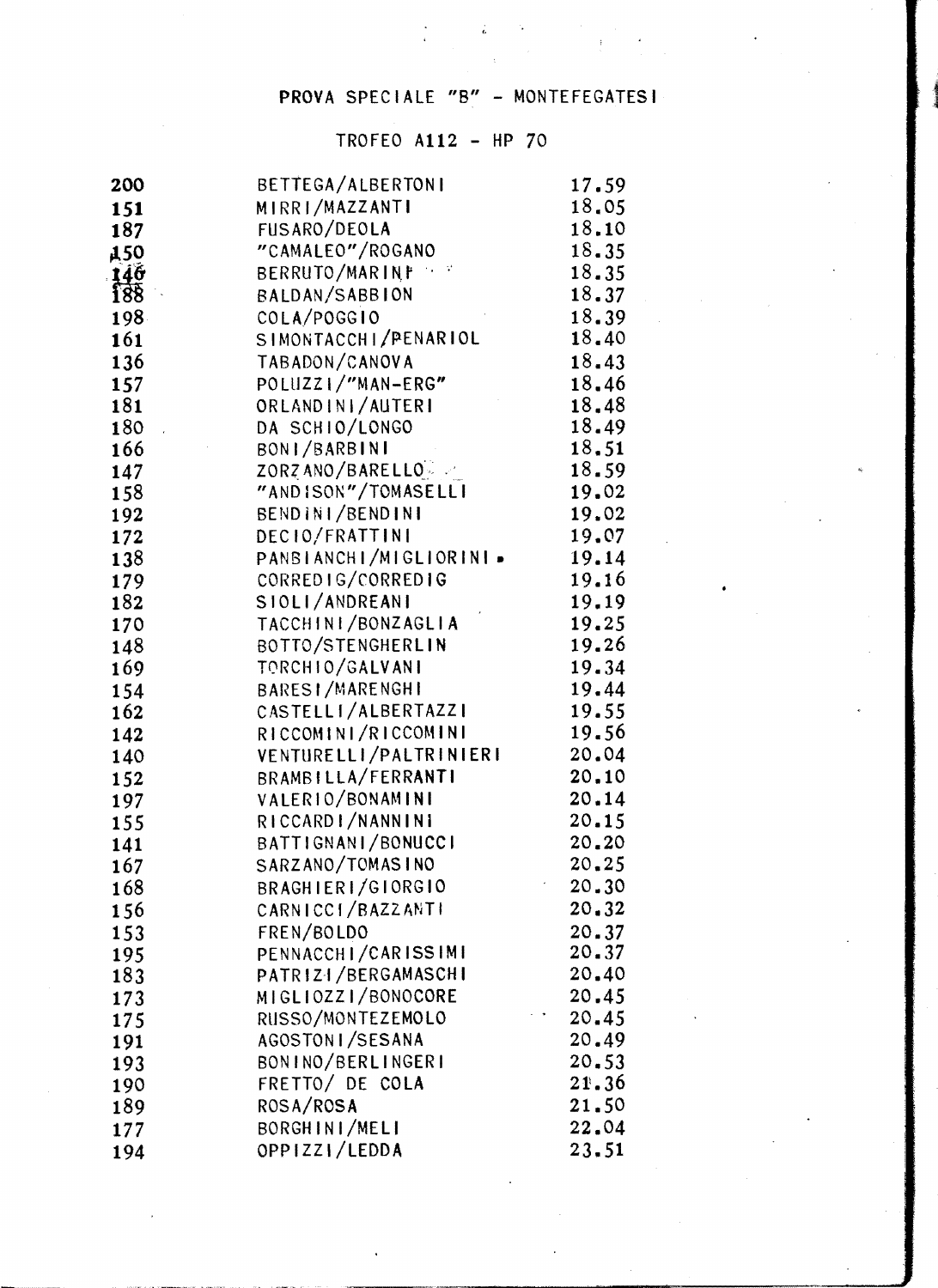# PROVA SPECIALE "B" - MONTEFEGATESI

## TROFEO A112 - HP 70

| | | |
|---|---|---|
| 200 | BETTEGA/ALBERTONI | 17.59 |
| 151 | MIRRI/MAZZANTI | 18.05 |
| 187 | FUSARO/DEOLA | 18.10 |
| 150 | "CAMALEO"/ROGANO | 18.35 |
| 146 | BERRUTO/MARINI | 18.35 |
| 188 | BALDAN/SABBION | 18.37 |
| 198 | COLA/POGGIO | 18.39 |
| 161 | SIMONTACCHI/PENARIOL | 18.40 |
| 136 | TABADON/CANOVA | 18.43 |
| 157 | POLUZZI/"MAN-ERG" | 18.46 |
| 181 | ORLANDINI/AUTERI | 18.48 |
| 180 | DA SCHIO/LONGO | 18.49 |
| 166 | BONI/BARBINI | 18.51 |
| 147 | ZORZANO/BARELLO | 18.59 |
| 158 | "ANDISON"/TOMASELLI | 19.02 |
| 192 | BENDINI/BENDINI | 19.02 |
| 172 | DECIO/FRATTINI | 19.07 |
| 138 | PANBIANCHI/MIGLIORINI | 19.14 |
| 179 | CORREDIG/CORREDIG | 19.16 |
| 182 | SIOLI/ANDREANI | 19.19 |
| 170 | TACCHINI/BONZAGLIA | 19.25 |
| 148 | BOTTO/STENGHERLIN | 19.26 |
| 169 | TORCHIO/GALVANI | 19.34 |
| 154 | BARESI/MARENGHI | 19.44 |
| 162 | CASTELLI/ALBERTAZZI | 19.55 |
| 142 | RICCOMINI/RICCOMINI | 19.56 |
| 140 | VENTURELLI/PALTRINIERI | 20.04 |
| 152 | BRAMBILLA/FERRANTI | 20.10 |
| 197 | VALERIO/BONAMINI | 20.14 |
| 155 | RICCARDI/NANNINI | 20.15 |
| 141 | BATTIGNANI/BONUCCI | 20.20 |
| 167 | SARZANO/TOMASINO | 20.25 |
| 168 | BRAGHIERI/GIORGIO | 20.30 |
| 156 | CARNICCI/BAZZANTI | 20.32 |
| 153 | FREN/BOLDO | 20.37 |
| 195 | PENNACCHI/CARISSIMI | 20.37 |
| 183 | PATRIZI/BERGAMASCHI | 20.40 |
| 173 | MIGLIOZZI/BONOCORE | 20.45 |
| 175 | RUSSO/MONTEZEMOLO | 20.45 |
| 191 | AGOSTONI/SESANA | 20.49 |
| 193 | BONINO/BERLINGERI | 20.53 |
| 190 | FRETTO/ DE COLA | 21.36 |
| 189 | ROSA/ROSA | 21.50 |
| 177 | BORGHINI/MELI | 22.04 |
| 194 | OPPIZZI/LEDDA | 23.51 |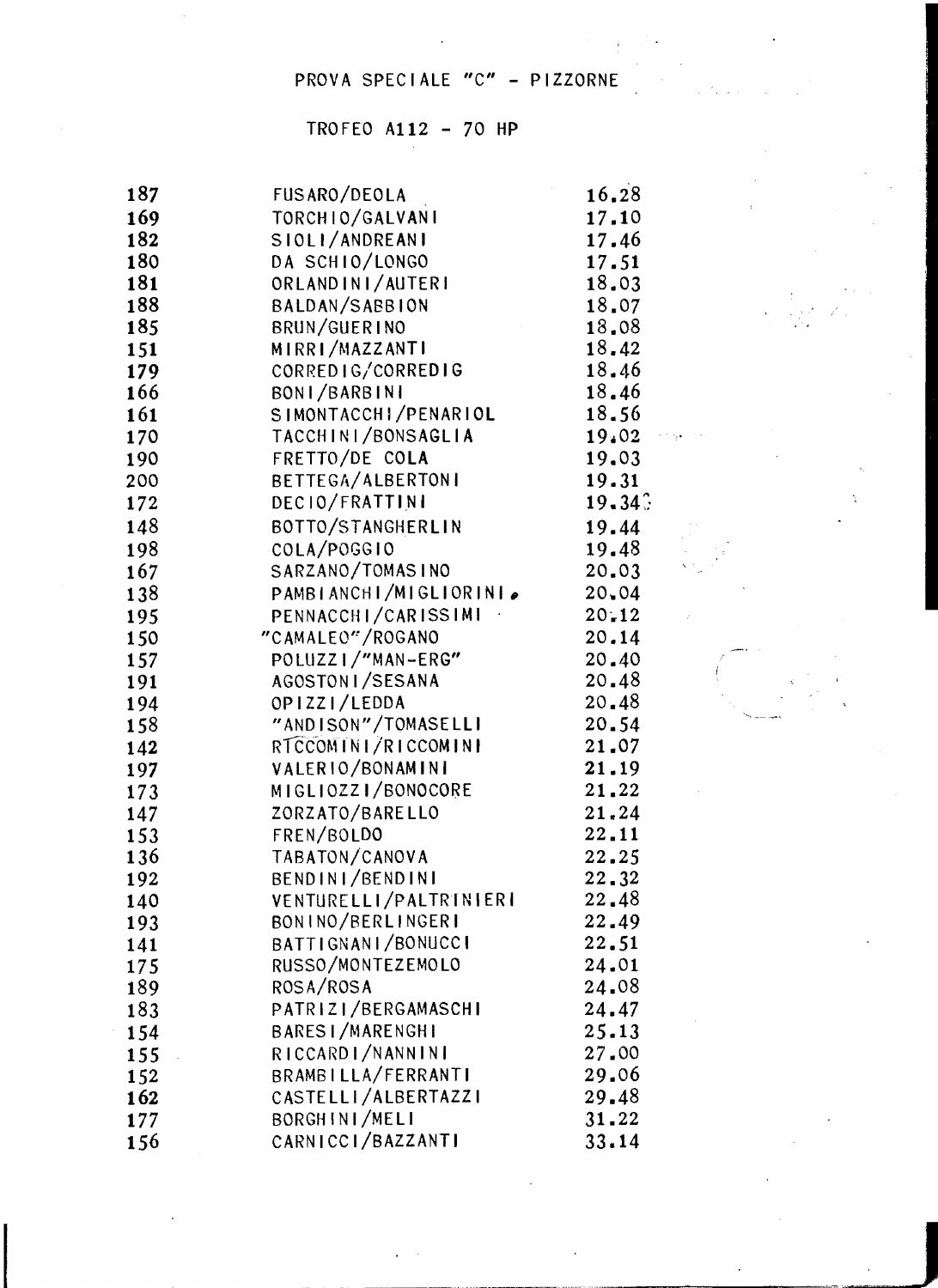# PROVA SPECIALE "C" - PIZZORNE

## TROFEO A112 - 70 HP

| | | |
|---|---|---|
| 187 | FUSARO/DEOLA | 16.28 |
| 169 | TORCHIO/GALVANI | 17.10 |
| 182 | SIOLI/ANDREANI | 17.46 |
| 180 | DA SCHIO/LONGO | 17.51 |
| 181 | ORLANDINI/AUTERI | 18.03 |
| 188 | BALDAN/SABBION | 18.07 |
| 185 | BRUN/GUERINO | 18.08 |
| 151 | MIRRI/MAZZANTI | 18.42 |
| 179 | CORREDIG/CORREDIG | 18.46 |
| 166 | BONI/BARBINI | 18.46 |
| 161 | SIMONTACCHI/PENARIOL | 18.56 |
| 170 | TACCHINI/BONSAGLIA | 19.02 |
| 190 | FRETTO/DE COLA | 19.03 |
| 200 | BETTEGA/ALBERTONI | 19.31 |
| 172 | DECIO/FRATTINI | 19.34 |
| 148 | BOTTO/STANGHERLIN | 19.44 |
| 198 | COLA/POGGIO | 19.48 |
| 167 | SARZANO/TOMASINO | 20.03 |
| 138 | PAMBIANCHI/MIGLIORINI | 20.04 |
| 195 | PENNACCHI/CARISSIMI | 20.12 |
| 150 | "CAMALEO"/ROGANO | 20.14 |
| 157 | POLUZZI/"MAN-ERG" | 20.40 |
| 191 | AGOSTONI/SESANA | 20.48 |
| 194 | OPIZZI/LEDDA | 20.48 |
| 158 | "ANDISON"/TOMASELLI | 20.54 |
| 142 | RICCOMINI/RICCOMINI | 21.07 |
| 197 | VALERIO/BONAMINI | 21.19 |
| 173 | MIGLIOZZI/BONOCORE | 21.22 |
| 147 | ZORZATO/BARELLO | 21.24 |
| 153 | FREN/BOLDO | 22.11 |
| 136 | TABATON/CANOVA | 22.25 |
| 192 | BENDINI/BENDINI | 22.32 |
| 140 | VENTURELLI/PALTRINIERI | 22.48 |
| 193 | BONINO/BERLINGERI | 22.49 |
| 141 | BATTIGNANI/BONUCCI | 22.51 |
| 175 | RUSSO/MONTEZEMOLO | 24.01 |
| 189 | ROSA/ROSA | 24.08 |
| 183 | PATRIZI/BERGAMASCHI | 24.47 |
| 154 | BARESI/MARENGHI | 25.13 |
| 155 | RICCARDI/NANNINI | 27.00 |
| 152 | BRAMBILLA/FERRANTI | 29.06 |
| 162 | CASTELLI/ALBERTAZZI | 29.48 |
| 177 | BORGHINI/MELI | 31.22 |
| 156 | CARNICCI/BAZZANTI | 33.14 |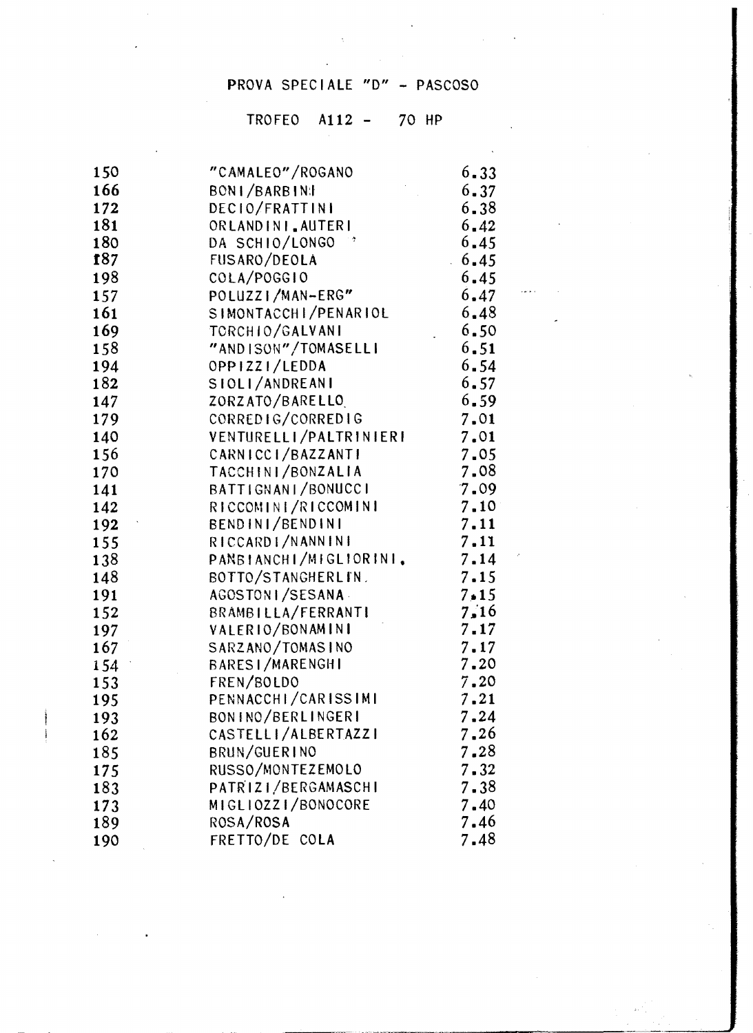PROVA SPECIALE "D" - PASCOSO

TROFEO A112 - 70 HP

| | | |
|---|---|---|
| 150 | "CAMALEO"/ROGANO | 6.33 |
| 166 | BONI/BARBINI | 6.37 |
| 172 | DECIO/FRATTINI | 6.38 |
| 181 | ORLANDINI.AUTERI | 6.42 |
| 180 | DA SCHIO/LONGO | 6.45 |
| 187 | FUSARO/DEOLA | 6.45 |
| 198 | COLA/POGGIO | 6.45 |
| 157 | POLUZZI/MAN-ERG" | 6.47 |
| 161 | SIMONTACCHI/PENARIOL | 6.48 |
| 169 | TORCHIO/GALVANI | 6.50 |
| 158 | "ANDISON"/TOMASELLI | 6.51 |
| 194 | OPPIZZI/LEDDA | 6.54 |
| 182 | SIOLI/ANDREANI | 6.57 |
| 147 | ZORZATO/BARELLO | 6.59 |
| 179 | CORREDIG/CORREDIG | 7.01 |
| 140 | VENTURELLI/PALTRINIERI | 7.01 |
| 156 | CARNICCI/BAZZANTI | 7.05 |
| 170 | TACCHINI/BONZALIA | 7.08 |
| 141 | BATTIGNANI/BONUCCI | 7.09 |
| 142 | RICCOMINI/RICCOMINI | 7.10 |
| 192 | BENDINI/BENDINI | 7.11 |
| 155 | RICCARDI/NANNINI | 7.11 |
| 138 | PANBIANCHI/MIGLIORINI. | 7.14 |
| 148 | BOTTO/STANGHERLIN. | 7.15 |
| 191 | AGOSTONI/SESANA | 7.15 |
| 152 | BRAMBILLA/FERRANTI | 7.16 |
| 197 | VALERIO/BONAMINI | 7.17 |
| 167 | SARZANO/TOMASINO | 7.17 |
| 154 | BARESI/MARENGHI | 7.20 |
| 153 | FREN/BOLDO | 7.20 |
| 195 | PENNACCHI/CARISSIMI | 7.21 |
| 193 | BONINO/BERLINGERI | 7.24 |
| 162 | CASTELLI/ALBERTAZZI | 7.26 |
| 185 | BRUN/GUERINO | 7.28 |
| 175 | RUSSO/MONTEZEMOLO | 7.32 |
| 183 | PATRIZI/BERGAMASCHI | 7.38 |
| 173 | MIGLIOZZI/BONOCORE | 7.40 |
| 189 | ROSA/ROSA | 7.46 |
| 190 | FRETTO/DE COLA | 7.48 |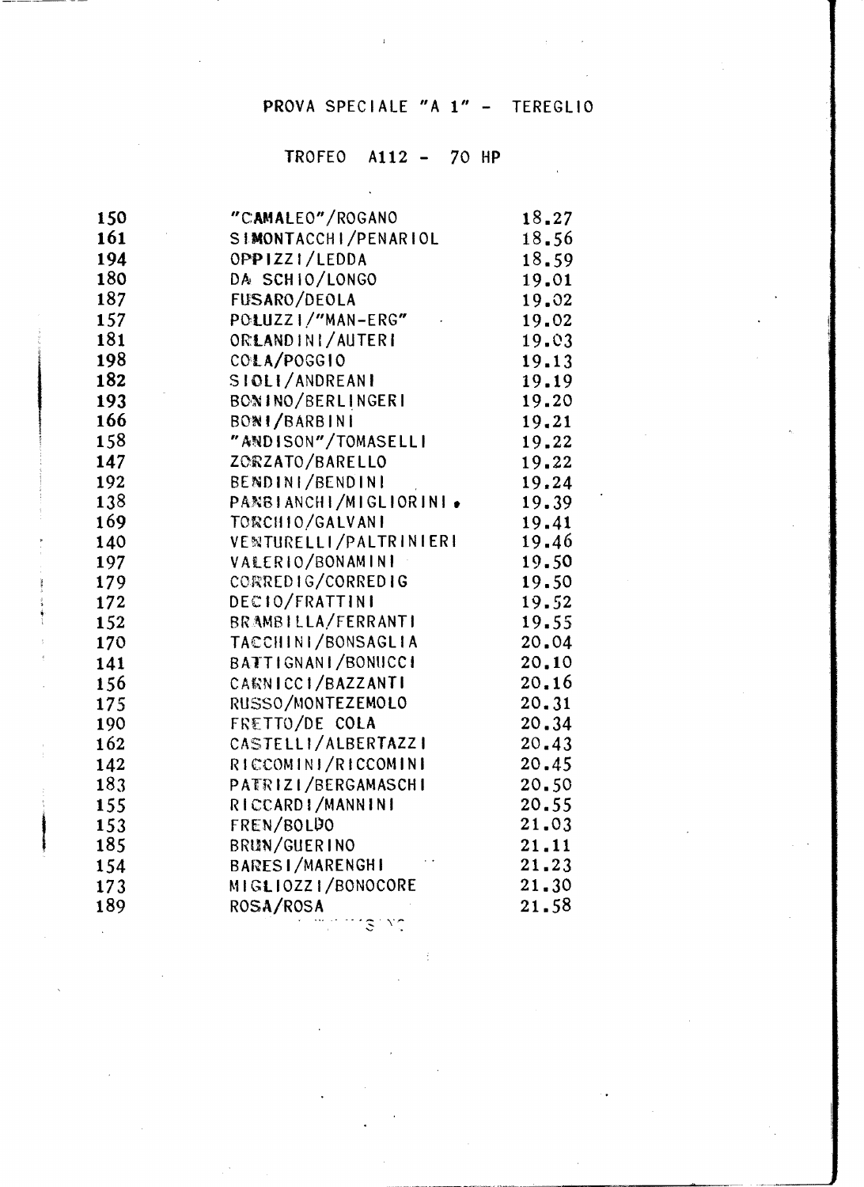# PROVA SPECIALE "A 1" - TEREGLIO

## TROFEO A112 - 70 HP

| | | |
|---|---|---|
| 150 | "CAMALEO"/ROGANO | 18.27 |
| 161 | SIMONTACCHI/PENARIOL | 18.56 |
| 194 | OPPIZZI/LEDDA | 18.59 |
| 180 | DA SCHIO/LONGO | 19.01 |
| 187 | FUSARO/DEOLA | 19.02 |
| 157 | POLUZZI/"MAN-ERG" | 19.02 |
| 181 | ORLANDINI/AUTERI | 19.03 |
| 198 | COLA/POGGIO | 19.13 |
| 182 | SIOLI/ANDREANI | 19.19 |
| 193 | BONINO/BERLINGERI | 19.20 |
| 166 | BONI/BARBINI | 19.21 |
| 158 | "ANDISON"/TOMASELLI | 19.22 |
| 147 | ZORZATO/BARELLO | 19.22 |
| 192 | BENDINI/BENDINI | 19.24 |
| 138 | PANBIANCHI/MIGLIORINI. | 19.39 |
| 169 | TORCHIO/GALVANI | 19.41 |
| 140 | VENTURELLI/PALTRINIERI | 19.46 |
| 197 | VALERIO/BONAMINI | 19.50 |
| 179 | CORREDIG/CORREDIG | 19.50 |
| 172 | DECIO/FRATTINI | 19.52 |
| 152 | BRAMBILLA/FERRANTI | 19.55 |
| 170 | TACCHINI/BONSAGLIA | 20.04 |
| 141 | BATTIGNANI/BONUCCI | 20.10 |
| 156 | CARNICCI/BAZZANTI | 20.16 |
| 175 | RUSSO/MONTEZEMOLO | 20.31 |
| 190 | FRETTO/DE COLA | 20.34 |
| 162 | CASTELLI/ALBERTAZZI | 20.43 |
| 142 | RICCOMINI/RICCOMINI | 20.45 |
| 183 | PATRIZI/BERGAMASCHI | 20.50 |
| 155 | RICCARDI/MANNINI | 20.55 |
| 153 | FREN/BOLDO | 21.03 |
| 185 | BRUN/GUERINO | 21.11 |
| 154 | BARESI/MARENGHI | 21.23 |
| 173 | MIGLIOZZI/BONOCORE | 21.30 |
| 189 | ROSA/ROSA | 21.58 |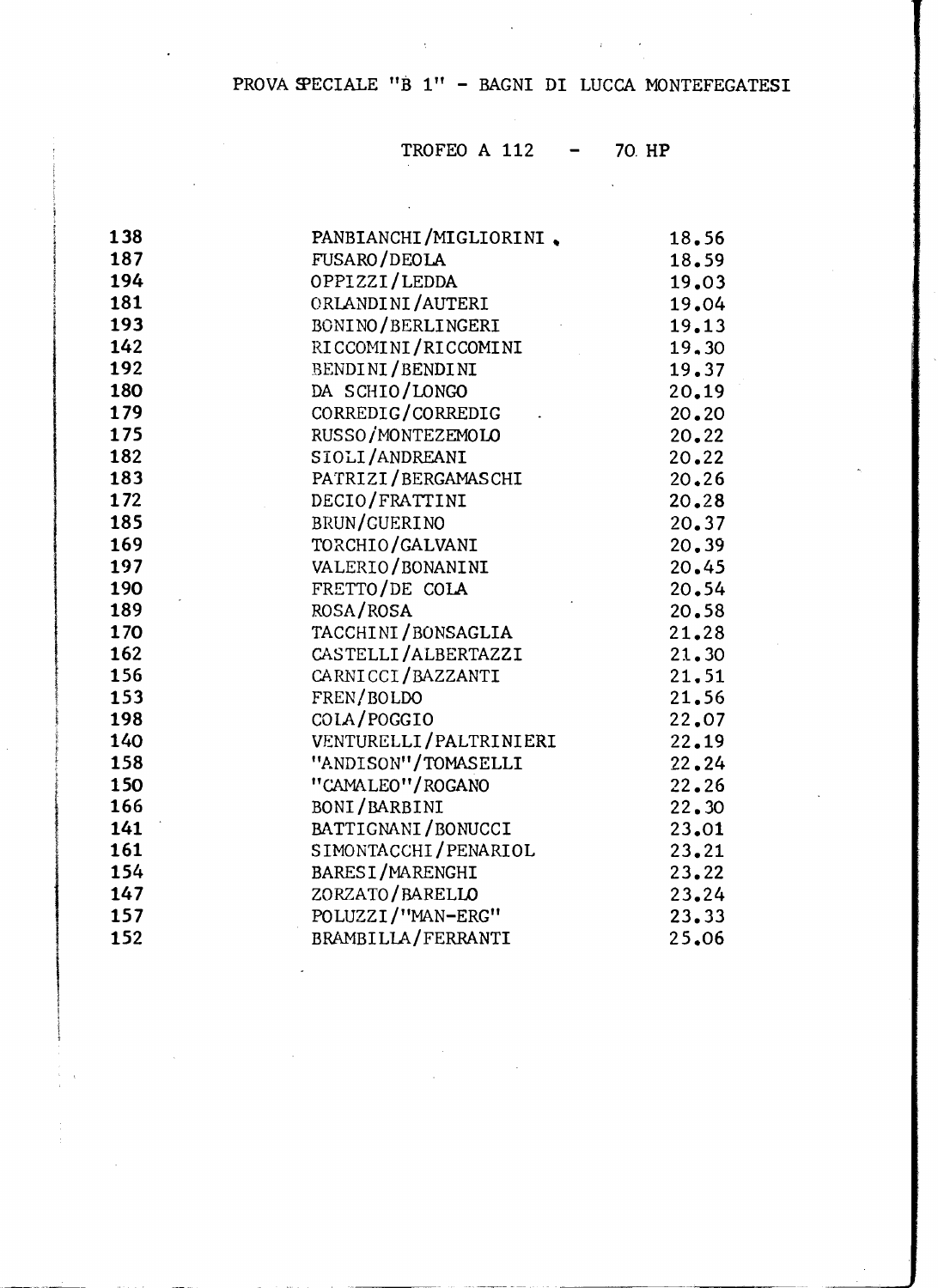# PROVA SPECIALE "B 1" - BAGNI DI LUCCA MONTEFEGATESI

## TROFEO A 112 - 70 HP

| | | |
|---|---|---|
| 138 | PANBIANCHI/MIGLIORINI . | 18.56 |
| 187 | FUSARO/DEOLA | 18.59 |
| 194 | OPPIZZI/LEDDA | 19.03 |
| 181 | ORLANDINI/AUTERI | 19.04 |
| 193 | BONINO/BERLINGERI | 19.13 |
| 142 | RICCOMINI/RICCOMINI | 19.30 |
| 192 | BENDINI/BENDINI | 19.37 |
| 180 | DA SCHIO/LONGO | 20.19 |
| 179 | CORREDIG/CORREDIG | 20.20 |
| 175 | RUSSO/MONTEZEMOLO | 20.22 |
| 182 | SIOLI/ANDREANI | 20.22 |
| 183 | PATRIZI/BERGAMASCHI | 20.26 |
| 172 | DECIO/FRATTINI | 20.28 |
| 185 | BRUN/GUERINO | 20.37 |
| 169 | TORCHIO/GALVANI | 20.39 |
| 197 | VALERIO/BONANINI | 20.45 |
| 190 | FRETTO/DE COLA | 20.54 |
| 189 | ROSA/ROSA | 20.58 |
| 170 | TACCHINI/BONSAGLIA | 21.28 |
| 162 | CASTELLI/ALBERTAZZI | 21.30 |
| 156 | CARNICCI/BAZZANTI | 21.51 |
| 153 | FREN/BOLDO | 21.56 |
| 198 | COLA/POGGIO | 22.07 |
| 140 | VENTURELLI/PALTRINIERI | 22.19 |
| 158 | "ANDISON"/TOMASELLI | 22.24 |
| 150 | "CAMALEO"/ROGANO | 22.26 |
| 166 | BONI/BARBINI | 22.30 |
| 141 | BATTIGNANI/BONUCCI | 23.01 |
| 161 | SIMONTACCHI/PENARIOL | 23.21 |
| 154 | BARESI/MARENGHI | 23.22 |
| 147 | ZORZATO/BARELLO | 23.24 |
| 157 | POLUZZI/"MAN-ERG" | 23.33 |
| 152 | BRAMBILLA/FERRANTI | 25.06 |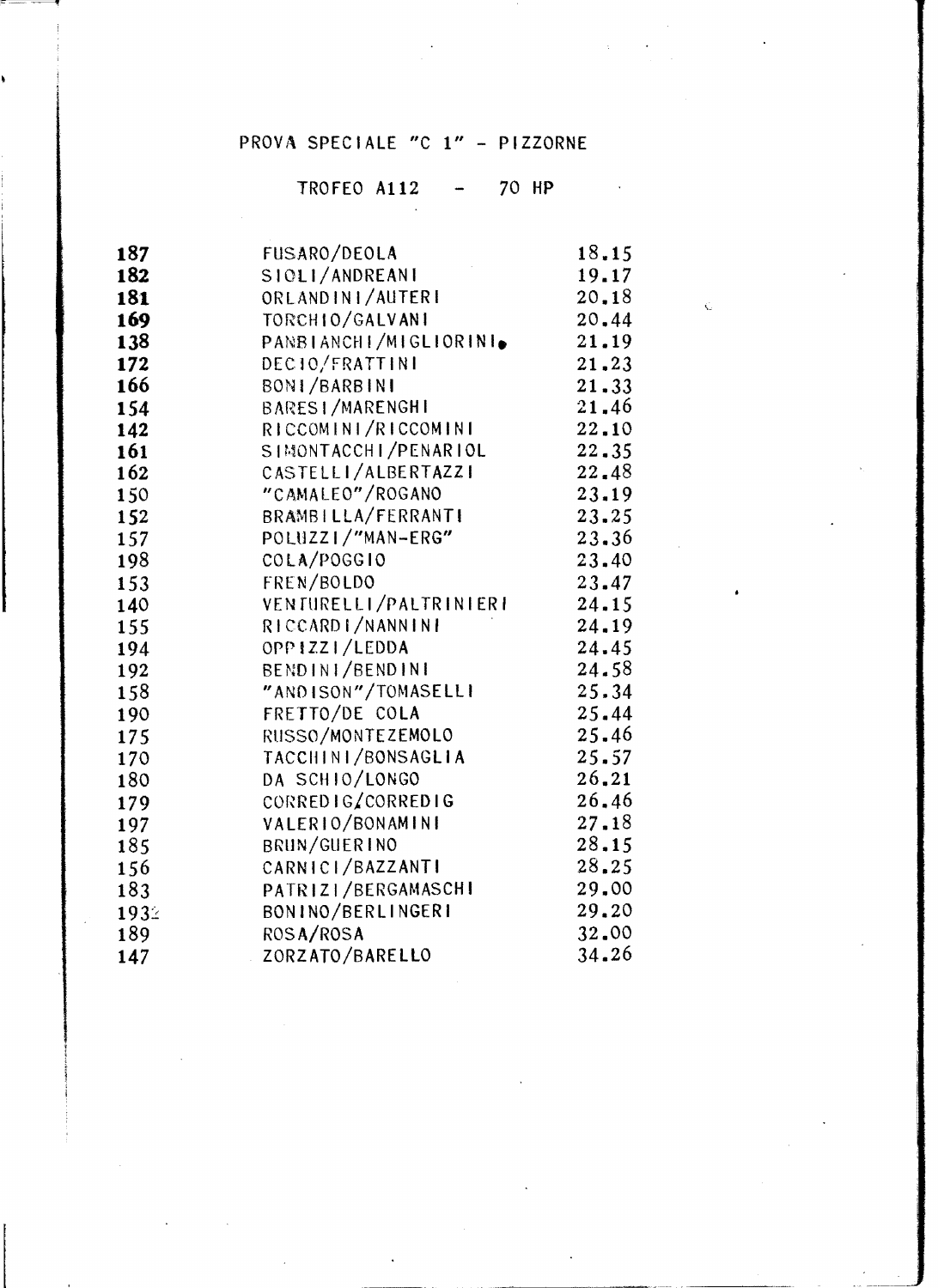# PROVA SPECIALE "C 1" - PIZZORNE

## TROFEO A112 - 70 HP

| | | |
|---|---|---|
| 187 | FUSARO/DEOLA | 18.15 |
| 182 | SIOLI/ANDREANI | 19.17 |
| 181 | ORLANDINI/AUTERI | 20.18 |
| 169 | TORCHIO/GALVANI | 20.44 |
| 138 | PANBIANCHI/MIGLIORINI | 21.19 |
| 172 | DECIO/FRATTINI | 21.23 |
| 166 | BONI/BARBINI | 21.33 |
| 154 | BARESI/MARENGHI | 21.46 |
| 142 | RICCOMINI/RICCOMINI | 22.10 |
| 161 | SIMONTACCHI/PENARIOL | 22.35 |
| 162 | CASTELLI/ALBERTAZZI | 22.48 |
| 150 | "CAMALEO"/ROGANO | 23.19 |
| 152 | BRAMBILLA/FERRANTI | 23.25 |
| 157 | POLUZZI/"MAN-ERG" | 23.36 |
| 198 | COLA/POGGIO | 23.40 |
| 153 | FREN/BOLDO | 23.47 |
| 140 | VENTURELLI/PALTRINIERI | 24.15 |
| 155 | RICCARDI/NANNINI | 24.19 |
| 194 | OPPIZZI/LEDDA | 24.45 |
| 192 | BENDINI/BENDINI | 24.58 |
| 158 | "ANDISON"/TOMASELLI | 25.34 |
| 190 | FRETTO/DE COLA | 25.44 |
| 175 | RUSSO/MONTEZEMOLO | 25.46 |
| 170 | TACCHINI/BONSAGLIA | 25.57 |
| 180 | DA SCHIO/LONGO | 26.21 |
| 179 | CORREDIG/CORREDIG | 26.46 |
| 197 | VALERIO/BONAMINI | 27.18 |
| 185 | BRUN/GUERINO | 28.15 |
| 156 | CARNICI/BAZZANTI | 28.25 |
| 183 | PATRIZI/BERGAMASCHI | 29.00 |
| 193 | BONINO/BERLINGERI | 29.20 |
| 189 | ROSA/ROSA | 32.00 |
| 147 | ZORZATO/BARELLO | 34.26 |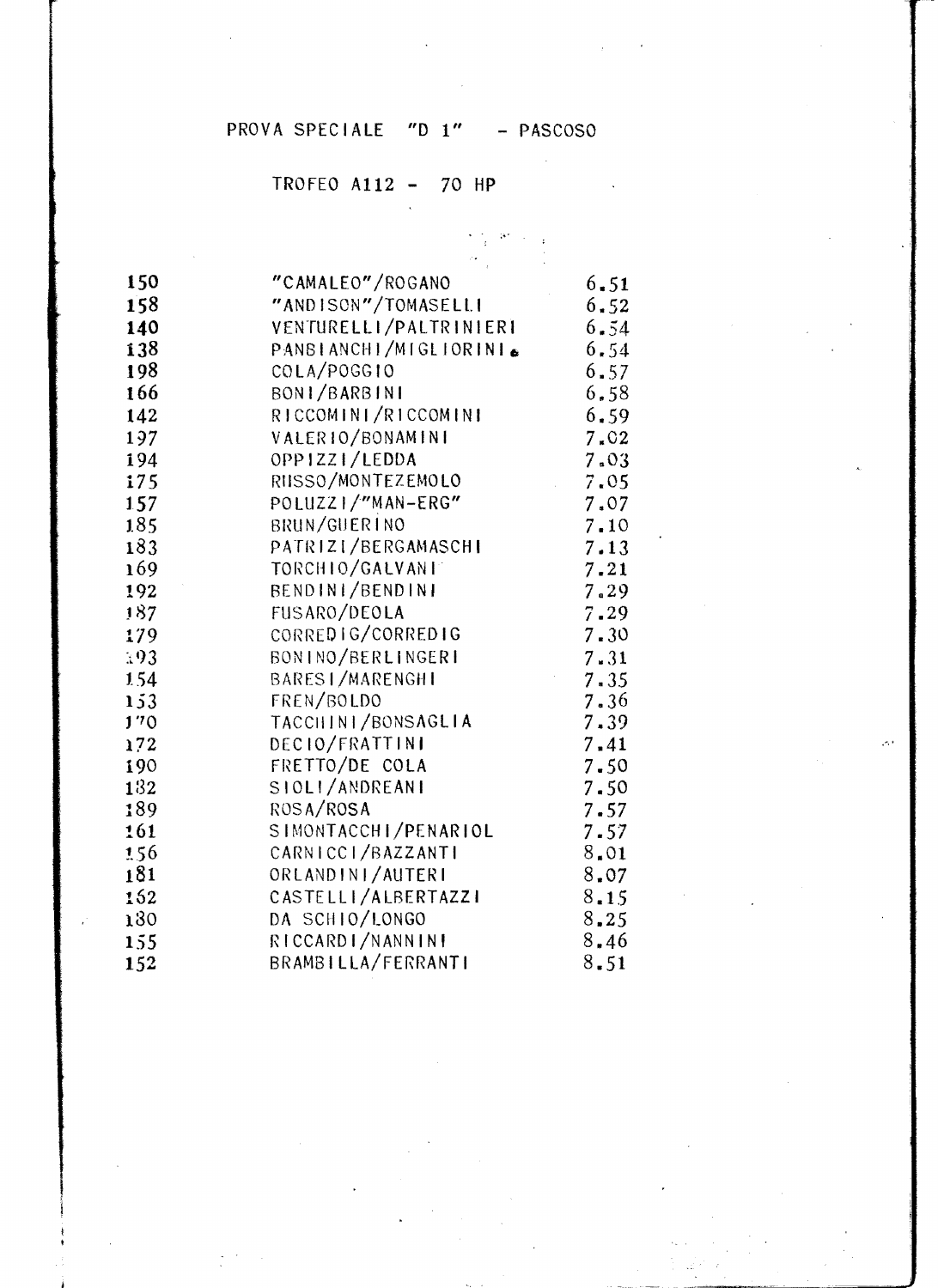PROVA SPECIALE "D 1" - PASCOSO

TROFEO A112 - 70 HP

| | | |
|---|---|---|
| 150 | "CAMALEO"/ROGANO | 6.51 |
| 158 | "ANDISON"/TOMASELLI | 6.52 |
| 140 | VENTURELLI/PALTRINIERI | 6.54 |
| 138 | PANBIANCHI/MIGLIORINI | 6.54 |
| 198 | COLA/POGGIO | 6.57 |
| 166 | BONI/BARBINI | 6.58 |
| 142 | RICCOMINI/RICCOMINI | 6.59 |
| 197 | VALERIO/BONAMINI | 7.02 |
| 194 | OPPIZZI/LEDDA | 7.03 |
| 175 | RUSSO/MONTEZEMOLO | 7.05 |
| 157 | POLUZZI/"MAN-ERG" | 7.07 |
| 185 | BRUN/GUERINO | 7.10 |
| 183 | PATRIZI/BERGAMASCHI | 7.13 |
| 169 | TORCHIO/GALVANI | 7.21 |
| 192 | BENDINI/BENDINI | 7.29 |
| 187 | FUSARO/DEOLA | 7.29 |
| 179 | CORREDIG/CORREDIG | 7.30 |
| 193 | BONINO/BERLINGERI | 7.31 |
| 154 | BARESI/MARENGHI | 7.35 |
| 153 | FREN/BOLDO | 7.36 |
| 170 | TACCHINI/BONSAGLIA | 7.39 |
| 172 | DECIO/FRATTINI | 7.41 |
| 190 | FRETTO/DE COLA | 7.50 |
| 182 | SIOLI/ANDREANI | 7.50 |
| 189 | ROSA/ROSA | 7.57 |
| 161 | SIMONTACCHI/PENARIOL | 7.57 |
| 156 | CARNICCI/BAZZANTI | 8.01 |
| 181 | ORLANDINI/AUTERI | 8.07 |
| 162 | CASTELLI/ALBERTAZZI | 8.15 |
| 180 | DA SCHIO/LONGO | 8.25 |
| 155 | RICCARDI/NANNINI | 8.46 |
| 152 | BRAMBILLA/FERRANTI | 8.51 |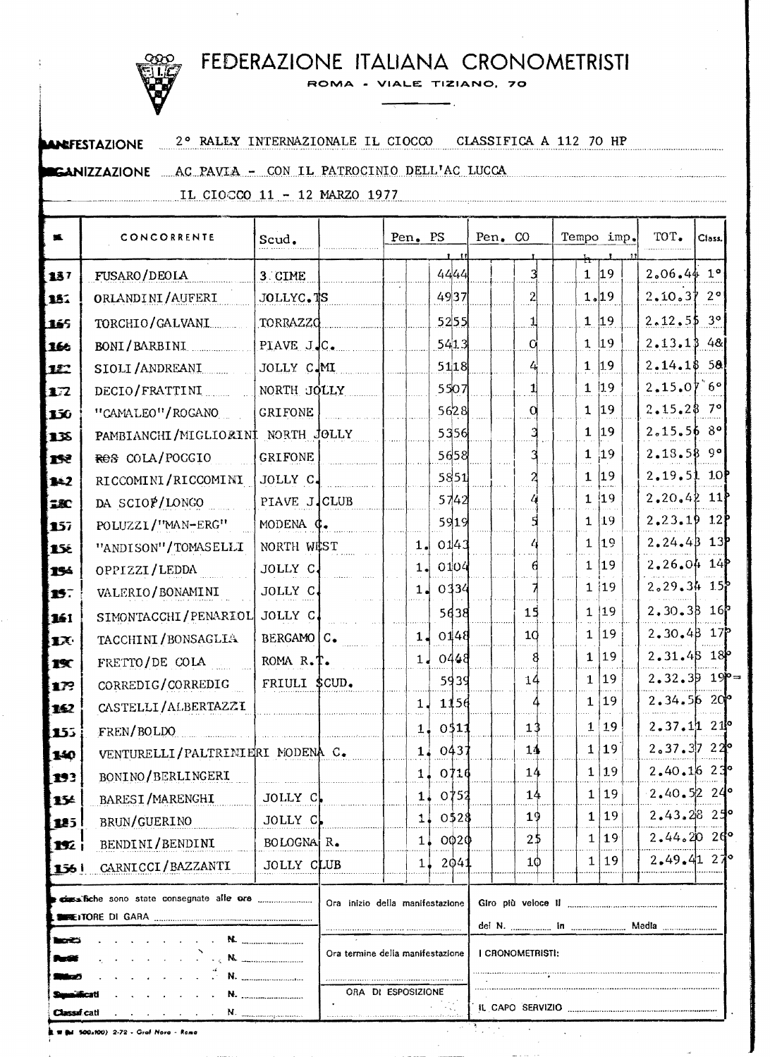# FEDERAZIONE ITALIANA CRONOMETRISTI

ROMA - VIALE TIZIANO, 70

**MANIFESTAZIONE** 2° RALLY INTERNAZIONALE IL CIOCCO CLASSIFICA A 112 70 HP

**ORGANIZZAZIONE** AC PAVIA - CON IL PATROCINIO DELL'AC LUCCA

IL CIOCCO 11 - 12 MARZO 1977

| N. | CONCORRENTE | Scud. | Pen. PS | Pen. CO | Tempo imp. | TOT. | Class. |
|---|---|---|---|---|---|---|---|
| 137 | FUSARO/DEOLA | 3 CIME | 44 44 | 3 | 1 19 | 2.06.44 | 1° |
| 151 | ORLANDINI/AUFERI | JOLLYC.TS | 49 37 | 2 | 1.19 | 2.10.37 | 2° |
| 165 | TORCHIO/GALVANI | TORRAZZO | 52 55 | 1 | 1 19 | 2.12.55 | 3° |
| 166 | BONI/BARBINI | PIAVE J.C. | 54 13 | 0 | 1 19 | 2.13.13 | 4° |
| 122 | SIOLI/ANDREANI | JOLLY C.MI | 51 18 | 4 | 1 19 | 2.14.18 | 5° |
| 172 | DECIO/FRATTINI | NORTH JOLLY | 55 07 | 1 | 1 19 | 2.15.07 | 6° |
| 150 | "CAMALEO"/ROGANO | GRIFONE | 56 28 | 0 | 1 19 | 2.15.28 | 7° |
| 135 | PAMBIANCHI/MIGLIORINI | NORTH JOLLY | 53 56 | 3 | 1 19 | 2.15.56 | 8° |
| 152 | ~~ROS~~ COLA/POGGIO | GRIFONE | 56 58 | 3 | 1 19 | 2.18.58 | 9° |
| 142 | RICCOMINI/RICCOMINI | JOLLY C. | 58 51 | 2 | 1 19 | 2.19.51 | 10° |
| 180 | DA SCIOF/LONGO | PIAVE J.CLUB | 57 42 | 4 | 1 19 | 2.20.42 | 11° |
| 157 | POLUZZI/"MAN-ERG" | MODENA C. | 59 19 | 5 | 1 19 | 2.23.19 | 12° |
| 158 | "ANDISON"/TOMASELLI | NORTH WEST | 1. 01 43 | 4 | 1 19 | 2.24.43 | 13° |
| 194 | OPPIZZI/LEDDA | JOLLY C. | 1. 01 04 | 6 | 1 19 | 2.26.04 | 14° |
| 187 | VALERIO/BONAMINI | JOLLY C. | 1. 03 34 | 7 | 1 19 | 2.29.34 | 15° |
| 161 | SIMONTACCHI/PENARIOL | JOLLY C. | 56 38 | 15 | 1 19 | 2.30.38 | 16° |
| 170 | TACCHINI/BONSAGLIA | BERGAMO C. | 1. 01 48 | 10 | 1 19 | 2.30.48 | 17° |
| 190 | FRETTO/DE COLA | ROMA R.T. | 1. 04 48 | 8 | 1 19 | 2.31.48 | 18° |
| 179 | CORREDIG/CORREDIG | FRIULI SCUD. | 59 39 | 14 | 1 19 | 2.32.39 | 19°= |
| 162 | CASTELLI/ALBERTAZZI | | 1. 11 56 | 4 | 1 19 | 2.34.56 | 20° |
| 153 | FREN/BOLDO | | 1. 05 11 | 13 | 1 19 | 2.37.11 | 21° |
| 140 | VENTURELLI/PALTRINIERI | MODENA C. | 1. 04 37 | 14 | 1 19 | 2.37.37 | 22° |
| 193 | BONINO/BERLINGERI | | 1. 07 16 | 14 | 1 19 | 2.40.16 | 23° |
| 154 | BARESI/MARENGHI | JOLLY C. | 1. 07 52 | 14 | 1 19 | 2.40.52 | 24° |
| 185 | BRUN/GUERINO | JOLLY C. | 1. 05 28 | 19 | 1 19 | 2.43.28 | 25° |
| 192 | BENDINI/BENDINI | BOLOGNA R. | 1. 00 20 | 25 | 1 19 | 2.44.20 | 26° |
| 156 | CARNICCI/BAZZANTI | JOLLY CLUB | 1. 20 41 | 10 | 1 19 | 2.49.41 | 27° |

Le classifiche sono state consegnate alle ore ..................

DIRETTORE DI GARA ..................

Iscritti . . . . . . . N. ..........

Partiti . . . . . . . N. ..........

Ritirati . . . . . . . N. ..........

Squalificati . . . . . . . N. ..........

Classificati . . . . . . . N. ..........

Ora inizio della manifestazione

Ora termine della manifestazione

ORA DI ESPOSIZIONE

Giro più veloce il ..................

del N. .......... in .......... Media ..........

I CRONOMETRISTI:

IL CAPO SERVIZIO ..................

Mod. 500x100) 2-72 - Graf Nove - Roma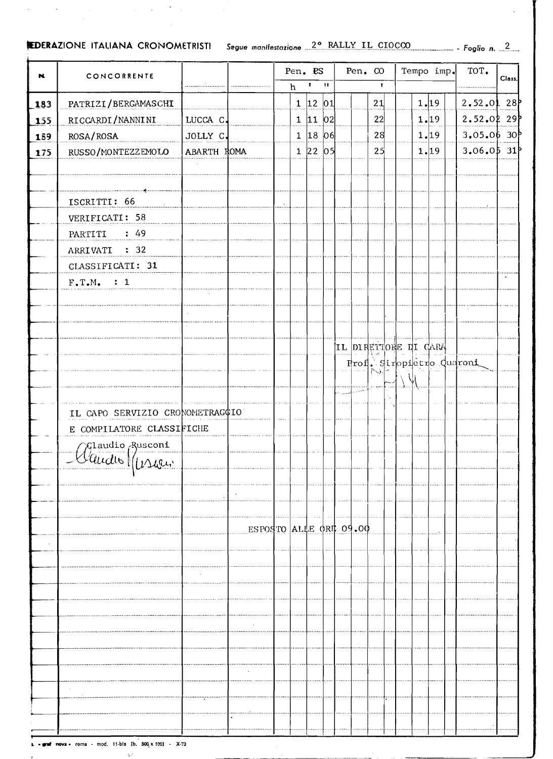**FEDERAZIONE ITALIANA CRONOMETRISTI** *Segue manifestazione* 2° RALLY IL CIOCCO - *Foglio n.* 2

| N. | CONCORRENTE | | | Pen. PS h | ' | " | Pen. CO ' | Tempo imp. | TOT. | Class. |
|---|---|---|---|---|---|---|---|---|---|---|
| 183 | PATRIZI/BERGAMASCHI | | | 1 | 12 | 01 | 21 | 1.19 | 2.52.01 | 28° |
| 155 | RICCARDI/NANNINI | LUCCA C. | | 1 | 11 | 02 | 22 | 1.19 | 2.52.02 | 29° |
| 159 | ROSA/ROSA | JOLLY C. | | 1 | 18 | 06 | 28 | 1.19 | 3.05.06 | 30° |
| 175 | RUSSO/MONTEZZEMOLO | ABARTH ROMA | | 1 | 22 | 05 | 25 | 1.19 | 3.06.05 | 31° |

ISCRITTI: 66

VERIFICATI: 58

PARTITI : 49

ARRIVATI : 32

CLASSIFICATI: 31

F.T.M. : 1

IL DIRETTORE DI GARA
Prof. Siropietro Quaroni

IL CAPO SERVIZIO CRONOMETRAGGIO
E COMPILATORE CLASSIFICHE
Claudio Rusconi

ESPOSTO ALLE ORE 09.00